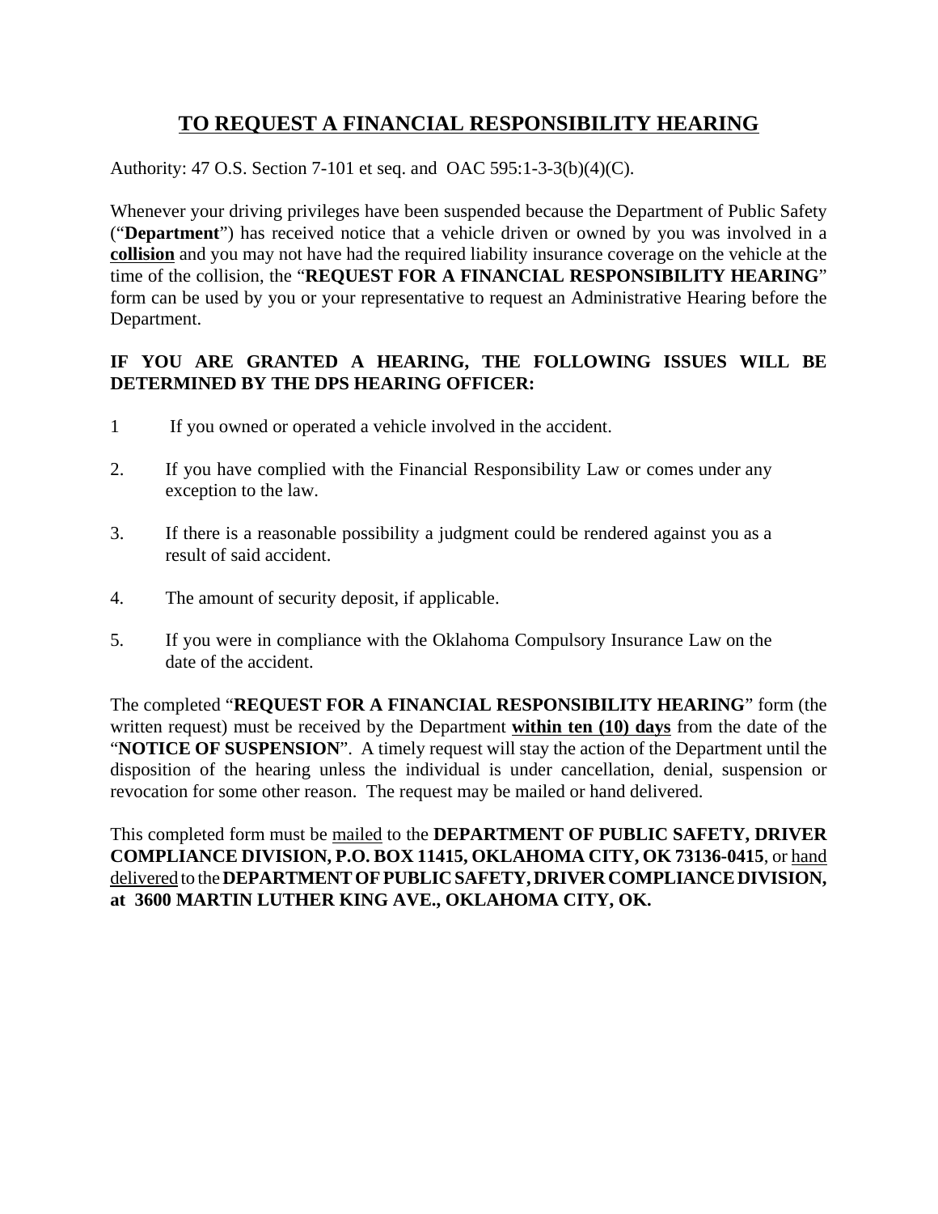# TO REQUEST A FINANCIAL RESPONSIBILITY HEARING

Authority: 47 O.S. Section 7-101 et seq. and OAC 595:1-3-3(b)(4)(C).

Whenever your driving privileges have been suspended because the Department of Public Safety ("**Department**") has received notice that a vehicle driven or owned by you was involved in a **collision** and you may not have had the required liability insurance coverage on the vehicle at the time of the collision, the "**REQUEST FOR A FINANCIAL RESPONSIBILITY HEARING**" form can be used by you or your representative to request an Administrative Hearing before the Department.

**IF YOU ARE GRANTED A HEARING, THE FOLLOWING ISSUES WILL BE DETERMINED BY THE DPS HEARING OFFICER:**

1 If you owned or operated a vehicle involved in the accident.

2. If you have complied with the Financial Responsibility Law or comes under any exception to the law.

3. If there is a reasonable possibility a judgment could be rendered against you as a result of said accident.

4. The amount of security deposit, if applicable.

5. If you were in compliance with the Oklahoma Compulsory Insurance Law on the date of the accident.

The completed "**REQUEST FOR A FINANCIAL RESPONSIBILITY HEARING**" form (the written request) must be received by the Department **within ten (10) days** from the date of the "**NOTICE OF SUSPENSION**". A timely request will stay the action of the Department until the disposition of the hearing unless the individual is under cancellation, denial, suspension or revocation for some other reason. The request may be mailed or hand delivered.

This completed form must be mailed to the **DEPARTMENT OF PUBLIC SAFETY, DRIVER COMPLIANCE DIVISION, P.O. BOX 11415, OKLAHOMA CITY, OK 73136-0415**, or hand delivered to the **DEPARTMENT OF PUBLIC SAFETY, DRIVER COMPLIANCE DIVISION, at 3600 MARTIN LUTHER KING AVE., OKLAHOMA CITY, OK.**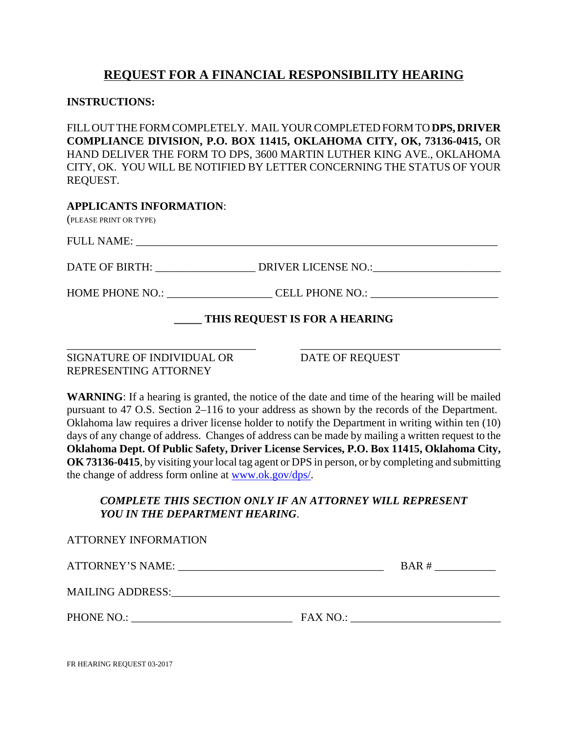# REQUEST FOR A FINANCIAL RESPONSIBILITY HEARING

**INSTRUCTIONS:**

FILL OUT THE FORM COMPLETELY. MAIL YOUR COMPLETED FORM TO **DPS, DRIVER COMPLIANCE DIVISION, P.O. BOX 11415, OKLAHOMA CITY, OK, 73136-0415,** OR HAND DELIVER THE FORM TO DPS, 3600 MARTIN LUTHER KING AVE., OKLAHOMA CITY, OK. YOU WILL BE NOTIFIED BY LETTER CONCERNING THE STATUS OF YOUR REQUEST.

**APPLICANTS INFORMATION**:
(PLEASE PRINT OR TYPE)

FULL NAME: ____________________________________________________________

DATE OF BIRTH: _________________ DRIVER LICENSE NO.:______________________

HOME PHONE NO.: __________________ CELL PHONE NO.: ______________________

**_____ THIS REQUEST IS FOR A HEARING**

__________________________________ __________________________________
SIGNATURE OF INDIVIDUAL OR REPRESENTING ATTORNEY DATE OF REQUEST

**WARNING**: If a hearing is granted, the notice of the date and time of the hearing will be mailed pursuant to 47 O.S. Section 2–116 to your address as shown by the records of the Department. Oklahoma law requires a driver license holder to notify the Department in writing within ten (10) days of any change of address. Changes of address can be made by mailing a written request to the **Oklahoma Dept. Of Public Safety, Driver License Services, P.O. Box 11415, Oklahoma City, OK 73136-0415**, by visiting your local tag agent or DPS in person, or by completing and submitting the change of address form online at www.ok.gov/dps/.

***COMPLETE THIS SECTION ONLY IF AN ATTORNEY WILL REPRESENT YOU IN THE DEPARTMENT HEARING***.

ATTORNEY INFORMATION

ATTORNEY'S NAME: ____________________________________ BAR # ___________

MAILING ADDRESS:______________________________________________________

PHONE NO.: ____________________________ FAX NO.: __________________________

FR HEARING REQUEST 03-2017